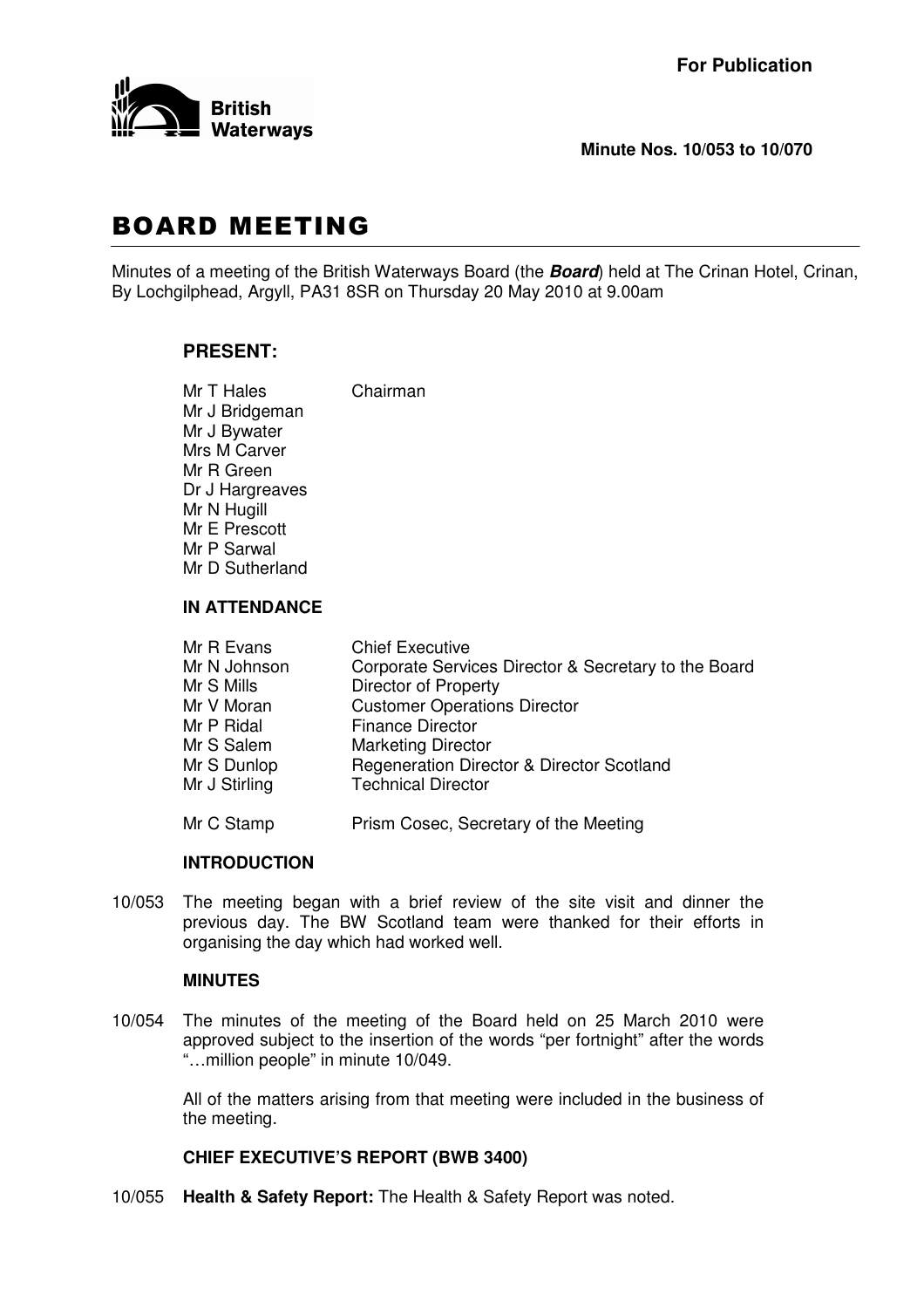**For Publication**

British Waterways

**Minute Nos. 10/053 to 10/070**

# BOARD MEETING

Minutes of a meeting of the British Waterways Board (the ***Board***) held at The Crinan Hotel, Crinan, By Lochgilphead, Argyll, PA31 8SR on Thursday 20 May 2010 at 9.00am

## PRESENT:

| | |
|---|---|
| Mr T Hales | Chairman |
| Mr J Bridgeman | |
| Mr J Bywater | |
| Mrs M Carver | |
| Mr R Green | |
| Dr J Hargreaves | |
| Mr N Hugill | |
| Mr E Prescott | |
| Mr P Sarwal | |
| Mr D Sutherland | |

### IN ATTENDANCE

| | |
|---|---|
| Mr R Evans | Chief Executive |
| Mr N Johnson | Corporate Services Director & Secretary to the Board |
| Mr S Mills | Director of Property |
| Mr V Moran | Customer Operations Director |
| Mr P Ridal | Finance Director |
| Mr S Salem | Marketing Director |
| Mr S Dunlop | Regeneration Director & Director Scotland |
| Mr J Stirling | Technical Director |
| Mr C Stamp | Prism Cosec, Secretary of the Meeting |

### INTRODUCTION

10/053 The meeting began with a brief review of the site visit and dinner the previous day. The BW Scotland team were thanked for their efforts in organising the day which had worked well.

### MINUTES

10/054 The minutes of the meeting of the Board held on 25 March 2010 were approved subject to the insertion of the words "per fortnight" after the words "…million people" in minute 10/049.

All of the matters arising from that meeting were included in the business of the meeting.

### CHIEF EXECUTIVE'S REPORT (BWB 3400)

10/055 **Health & Safety Report:** The Health & Safety Report was noted.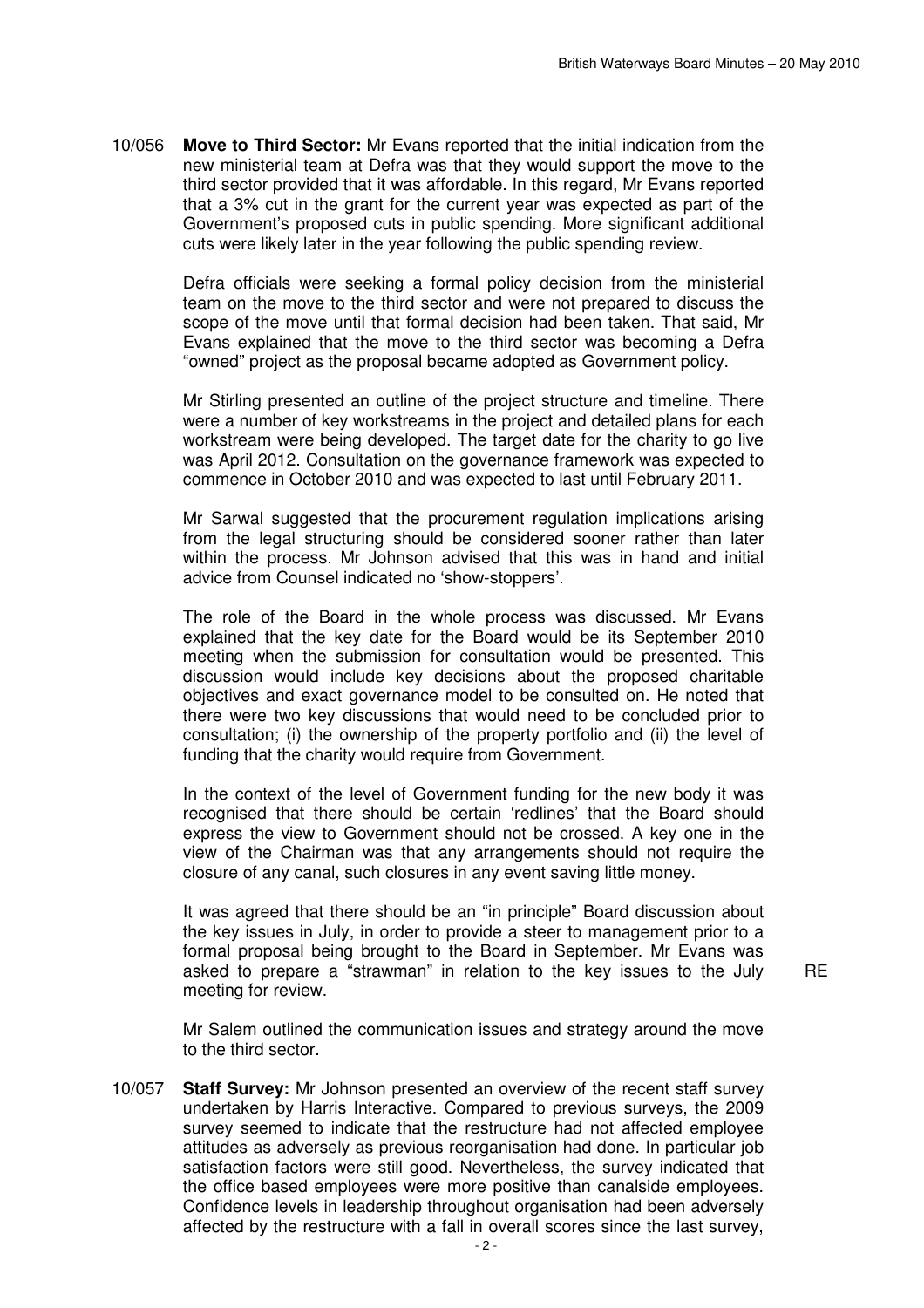10/056 **Move to Third Sector:** Mr Evans reported that the initial indication from the new ministerial team at Defra was that they would support the move to the third sector provided that it was affordable. In this regard, Mr Evans reported that a 3% cut in the grant for the current year was expected as part of the Government's proposed cuts in public spending. More significant additional cuts were likely later in the year following the public spending review.

Defra officials were seeking a formal policy decision from the ministerial team on the move to the third sector and were not prepared to discuss the scope of the move until that formal decision had been taken. That said, Mr Evans explained that the move to the third sector was becoming a Defra "owned" project as the proposal became adopted as Government policy.

Mr Stirling presented an outline of the project structure and timeline. There were a number of key workstreams in the project and detailed plans for each workstream were being developed. The target date for the charity to go live was April 2012. Consultation on the governance framework was expected to commence in October 2010 and was expected to last until February 2011.

Mr Sarwal suggested that the procurement regulation implications arising from the legal structuring should be considered sooner rather than later within the process. Mr Johnson advised that this was in hand and initial advice from Counsel indicated no 'show-stoppers'.

The role of the Board in the whole process was discussed. Mr Evans explained that the key date for the Board would be its September 2010 meeting when the submission for consultation would be presented. This discussion would include key decisions about the proposed charitable objectives and exact governance model to be consulted on. He noted that there were two key discussions that would need to be concluded prior to consultation; (i) the ownership of the property portfolio and (ii) the level of funding that the charity would require from Government.

In the context of the level of Government funding for the new body it was recognised that there should be certain 'redlines' that the Board should express the view to Government should not be crossed. A key one in the view of the Chairman was that any arrangements should not require the closure of any canal, such closures in any event saving little money.

It was agreed that there should be an "in principle" Board discussion about the key issues in July, in order to provide a steer to management prior to a formal proposal being brought to the Board in September. Mr Evans was asked to prepare a "strawman" in relation to the key issues to the July meeting for review. RE

Mr Salem outlined the communication issues and strategy around the move to the third sector.

10/057 **Staff Survey:** Mr Johnson presented an overview of the recent staff survey undertaken by Harris Interactive. Compared to previous surveys, the 2009 survey seemed to indicate that the restructure had not affected employee attitudes as adversely as previous reorganisation had done. In particular job satisfaction factors were still good. Nevertheless, the survey indicated that the office based employees were more positive than canalside employees. Confidence levels in leadership throughout organisation had been adversely affected by the restructure with a fall in overall scores since the last survey,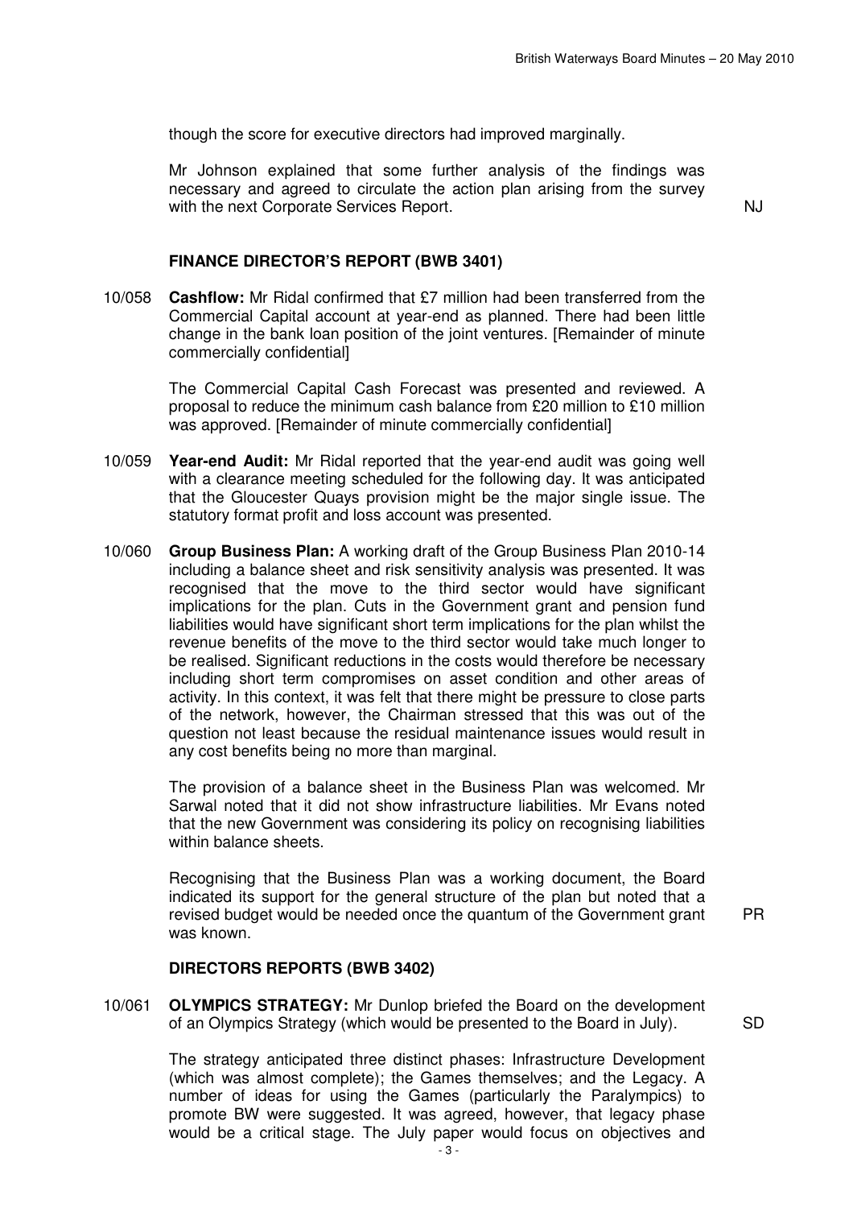though the score for executive directors had improved marginally.

Mr Johnson explained that some further analysis of the findings was necessary and agreed to circulate the action plan arising from the survey with the next Corporate Services Report. NJ

**FINANCE DIRECTOR'S REPORT (BWB 3401)**

10/058 **Cashflow:** Mr Ridal confirmed that £7 million had been transferred from the Commercial Capital account at year-end as planned. There had been little change in the bank loan position of the joint ventures. [Remainder of minute commercially confidential]

The Commercial Capital Cash Forecast was presented and reviewed. A proposal to reduce the minimum cash balance from £20 million to £10 million was approved. [Remainder of minute commercially confidential]

10/059 **Year-end Audit:** Mr Ridal reported that the year-end audit was going well with a clearance meeting scheduled for the following day. It was anticipated that the Gloucester Quays provision might be the major single issue. The statutory format profit and loss account was presented.

10/060 **Group Business Plan:** A working draft of the Group Business Plan 2010-14 including a balance sheet and risk sensitivity analysis was presented. It was recognised that the move to the third sector would have significant implications for the plan. Cuts in the Government grant and pension fund liabilities would have significant short term implications for the plan whilst the revenue benefits of the move to the third sector would take much longer to be realised. Significant reductions in the costs would therefore be necessary including short term compromises on asset condition and other areas of activity. In this context, it was felt that there might be pressure to close parts of the network, however, the Chairman stressed that this was out of the question not least because the residual maintenance issues would result in any cost benefits being no more than marginal.

The provision of a balance sheet in the Business Plan was welcomed. Mr Sarwal noted that it did not show infrastructure liabilities. Mr Evans noted that the new Government was considering its policy on recognising liabilities within balance sheets.

Recognising that the Business Plan was a working document, the Board indicated its support for the general structure of the plan but noted that a revised budget would be needed once the quantum of the Government grant was known. PR

**DIRECTORS REPORTS (BWB 3402)**

10/061 **OLYMPICS STRATEGY:** Mr Dunlop briefed the Board on the development of an Olympics Strategy (which would be presented to the Board in July). SD

The strategy anticipated three distinct phases: Infrastructure Development (which was almost complete); the Games themselves; and the Legacy. A number of ideas for using the Games (particularly the Paralympics) to promote BW were suggested. It was agreed, however, that legacy phase would be a critical stage. The July paper would focus on objectives and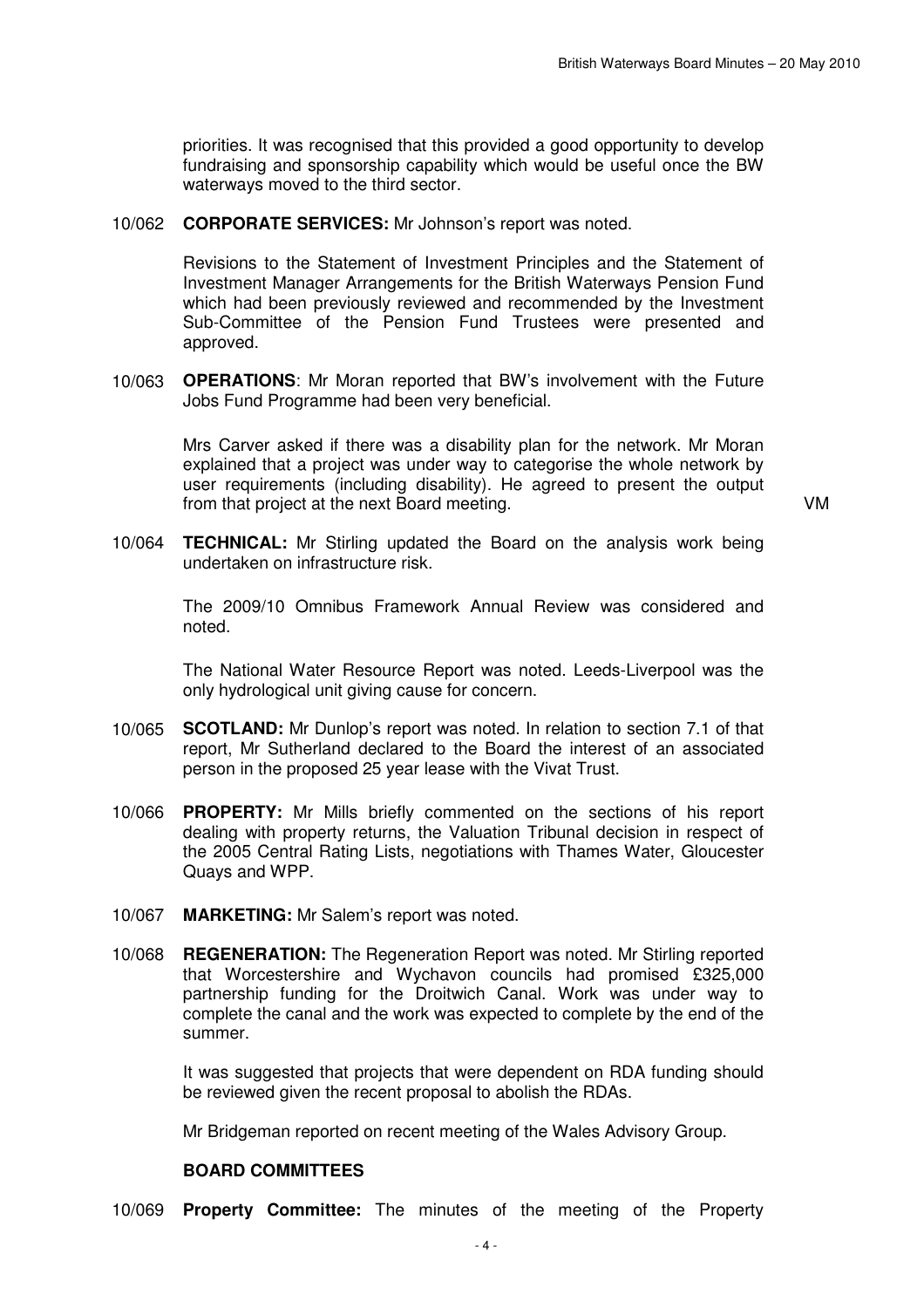priorities. It was recognised that this provided a good opportunity to develop fundraising and sponsorship capability which would be useful once the BW waterways moved to the third sector.

10/062 **CORPORATE SERVICES:** Mr Johnson's report was noted.

Revisions to the Statement of Investment Principles and the Statement of Investment Manager Arrangements for the British Waterways Pension Fund which had been previously reviewed and recommended by the Investment Sub-Committee of the Pension Fund Trustees were presented and approved.

10/063 **OPERATIONS**: Mr Moran reported that BW's involvement with the Future Jobs Fund Programme had been very beneficial.

Mrs Carver asked if there was a disability plan for the network. Mr Moran explained that a project was under way to categorise the whole network by user requirements (including disability). He agreed to present the output from that project at the next Board meeting. VM

10/064 **TECHNICAL:** Mr Stirling updated the Board on the analysis work being undertaken on infrastructure risk.

The 2009/10 Omnibus Framework Annual Review was considered and noted.

The National Water Resource Report was noted. Leeds-Liverpool was the only hydrological unit giving cause for concern.

10/065 **SCOTLAND:** Mr Dunlop's report was noted. In relation to section 7.1 of that report, Mr Sutherland declared to the Board the interest of an associated person in the proposed 25 year lease with the Vivat Trust.

10/066 **PROPERTY:** Mr Mills briefly commented on the sections of his report dealing with property returns, the Valuation Tribunal decision in respect of the 2005 Central Rating Lists, negotiations with Thames Water, Gloucester Quays and WPP.

10/067 **MARKETING:** Mr Salem's report was noted.

10/068 **REGENERATION:** The Regeneration Report was noted. Mr Stirling reported that Worcestershire and Wychavon councils had promised £325,000 partnership funding for the Droitwich Canal. Work was under way to complete the canal and the work was expected to complete by the end of the summer.

It was suggested that projects that were dependent on RDA funding should be reviewed given the recent proposal to abolish the RDAs.

Mr Bridgeman reported on recent meeting of the Wales Advisory Group.

**BOARD COMMITTEES**

10/069 **Property Committee:** The minutes of the meeting of the Property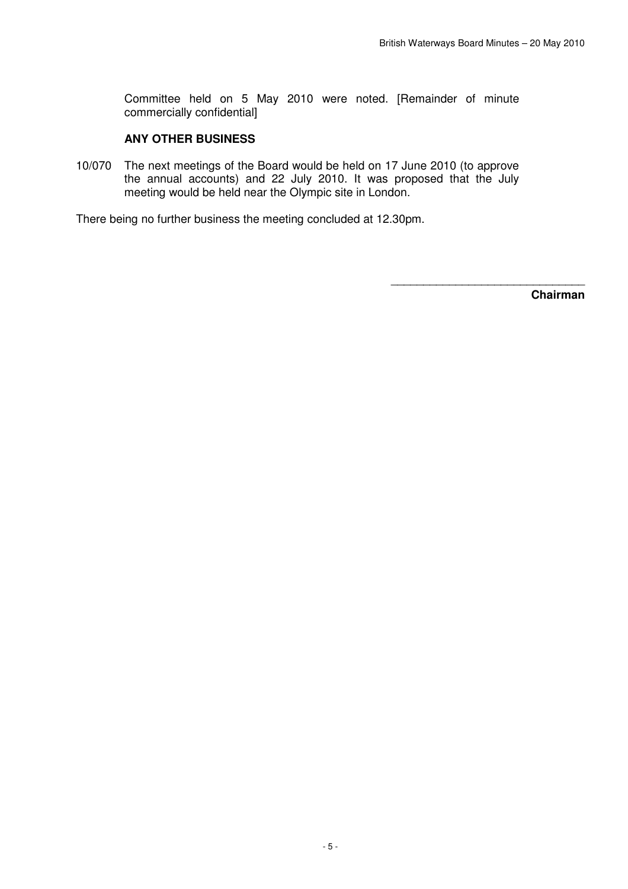Committee held on 5 May 2010 were noted. [Remainder of minute commercially confidential]

**ANY OTHER BUSINESS**

10/070 The next meetings of the Board would be held on 17 June 2010 (to approve the annual accounts) and 22 July 2010. It was proposed that the July meeting would be held near the Olympic site in London.

There being no further business the meeting concluded at 12.30pm.

\_\_\_\_\_\_\_\_\_\_\_\_\_\_\_\_\_\_\_\_\_\_\_\_\_\_\_\_\_\_\_\_

**Chairman**